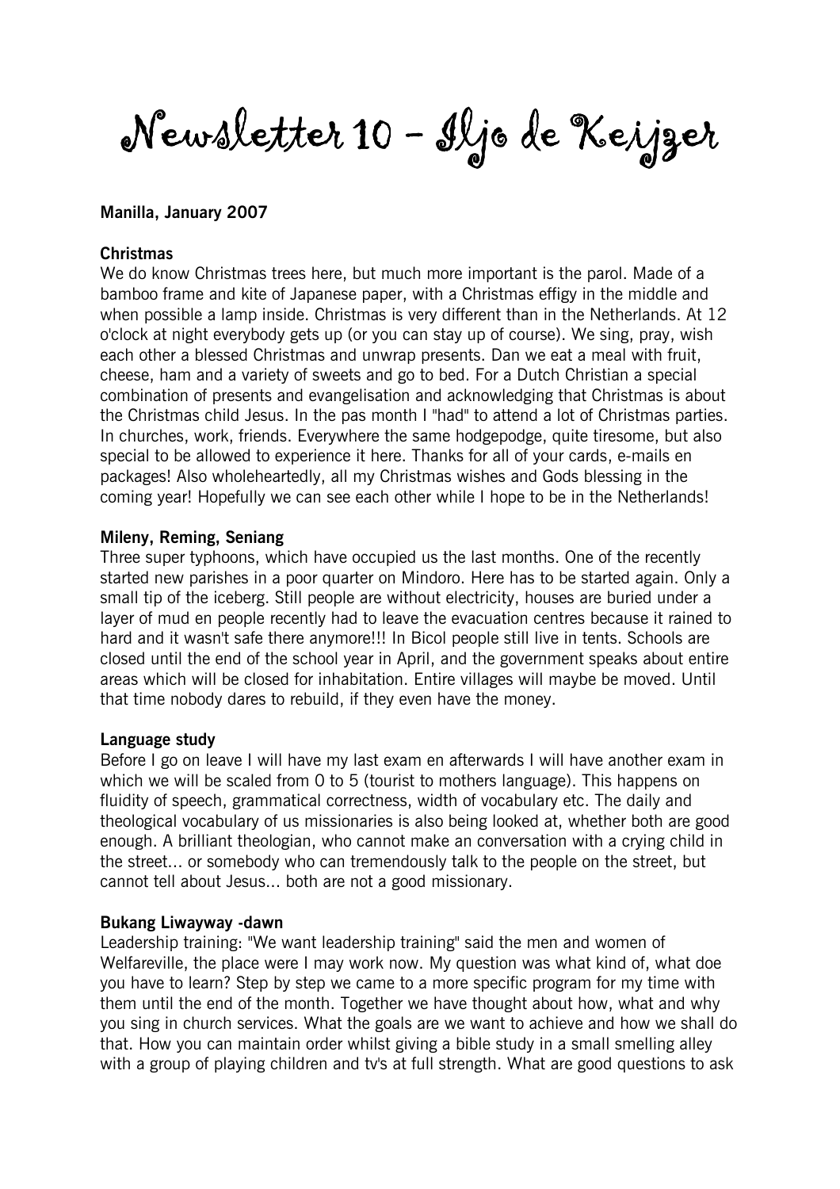# Newsletter 10 – Iljo de Keijzer

**Manilla, January 2007**

**Christmas**

We do know Christmas trees here, but much more important is the parol. Made of a bamboo frame and kite of Japanese paper, with a Christmas effigy in the middle and when possible a lamp inside. Christmas is very different than in the Netherlands. At 12 o'clock at night everybody gets up (or you can stay up of course). We sing, pray, wish each other a blessed Christmas and unwrap presents. Dan we eat a meal with fruit, cheese, ham and a variety of sweets and go to bed. For a Dutch Christian a special combination of presents and evangelisation and acknowledging that Christmas is about the Christmas child Jesus. In the pas month I "had" to attend a lot of Christmas parties. In churches, work, friends. Everywhere the same hodgepodge, quite tiresome, but also special to be allowed to experience it here. Thanks for all of your cards, e-mails en packages! Also wholeheartedly, all my Christmas wishes and Gods blessing in the coming year! Hopefully we can see each other while I hope to be in the Netherlands!

**Mileny, Reming, Seniang**

Three super typhoons, which have occupied us the last months. One of the recently started new parishes in a poor quarter on Mindoro. Here has to be started again. Only a small tip of the iceberg. Still people are without electricity, houses are buried under a layer of mud en people recently had to leave the evacuation centres because it rained to hard and it wasn't safe there anymore!!! In Bicol people still live in tents. Schools are closed until the end of the school year in April, and the government speaks about entire areas which will be closed for inhabitation. Entire villages will maybe be moved. Until that time nobody dares to rebuild, if they even have the money.

**Language study**

Before I go on leave I will have my last exam en afterwards I will have another exam in which we will be scaled from 0 to 5 (tourist to mothers language). This happens on fluidity of speech, grammatical correctness, width of vocabulary etc. The daily and theological vocabulary of us missionaries is also being looked at, whether both are good enough. A brilliant theologian, who cannot make an conversation with a crying child in the street... or somebody who can tremendously talk to the people on the street, but cannot tell about Jesus... both are not a good missionary.

**Bukang Liwayway -dawn**

Leadership training: "We want leadership training" said the men and women of Welfareville, the place were I may work now. My question was what kind of, what doe you have to learn? Step by step we came to a more specific program for my time with them until the end of the month. Together we have thought about how, what and why you sing in church services. What the goals are we want to achieve and how we shall do that. How you can maintain order whilst giving a bible study in a small smelling alley with a group of playing children and tv's at full strength. What are good questions to ask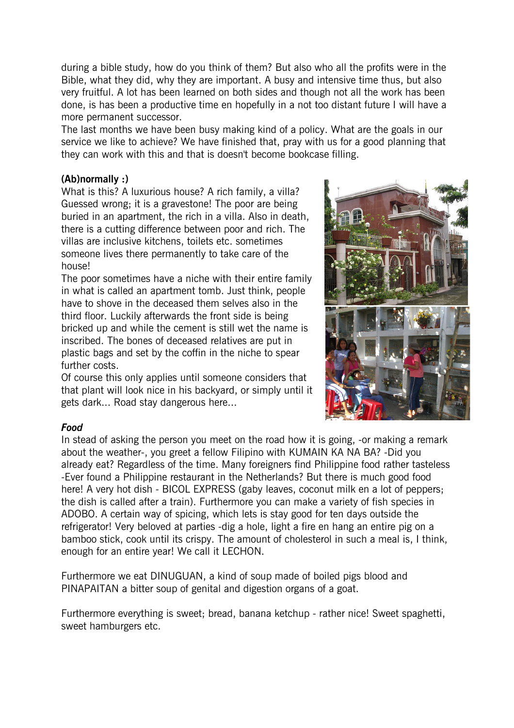during a bible study, how do you think of them? But also who all the profits were in the Bible, what they did, why they are important. A busy and intensive time thus, but also very fruitful. A lot has been learned on both sides and though not all the work has been done, is has been a productive time en hopefully in a not too distant future I will have a more permanent successor.

The last months we have been busy making kind of a policy. What are the goals in our service we like to achieve? We have finished that, pray with us for a good planning that they can work with this and that is doesn't become bookcase filling.

**(Ab)normally :)**

What is this? A luxurious house? A rich family, a villa? Guessed wrong; it is a gravestone! The poor are being buried in an apartment, the rich in a villa. Also in death, there is a cutting difference between poor and rich. The villas are inclusive kitchens, toilets etc. sometimes someone lives there permanently to take care of the house!

The poor sometimes have a niche with their entire family in what is called an apartment tomb. Just think, people have to shove in the deceased them selves also in the third floor. Luckily afterwards the front side is being bricked up and while the cement is still wet the name is inscribed. The bones of deceased relatives are put in plastic bags and set by the coffin in the niche to spear further costs.

Of course this only applies until someone considers that that plant will look nice in his backyard, or simply until it gets dark... Road stay dangerous here...

***Food***

In stead of asking the person you meet on the road how it is going, -or making a remark about the weather-, you greet a fellow Filipino with KUMAIN KA NA BA? -Did you already eat? Regardless of the time. Many foreigners find Philippine food rather tasteless -Ever found a Philippine restaurant in the Netherlands? But there is much good food here! A very hot dish - BICOL EXPRESS (gaby leaves, coconut milk en a lot of peppers; the dish is called after a train). Furthermore you can make a variety of fish species in ADOBO. A certain way of spicing, which lets is stay good for ten days outside the refrigerator! Very beloved at parties -dig a hole, light a fire en hang an entire pig on a bamboo stick, cook until its crispy. The amount of cholesterol in such a meal is, I think, enough for an entire year! We call it LECHON.

Furthermore we eat DINUGUAN, a kind of soup made of boiled pigs blood and PINAPAITAN a bitter soup of genital and digestion organs of a goat.

Furthermore everything is sweet; bread, banana ketchup - rather nice! Sweet spaghetti, sweet hamburgers etc.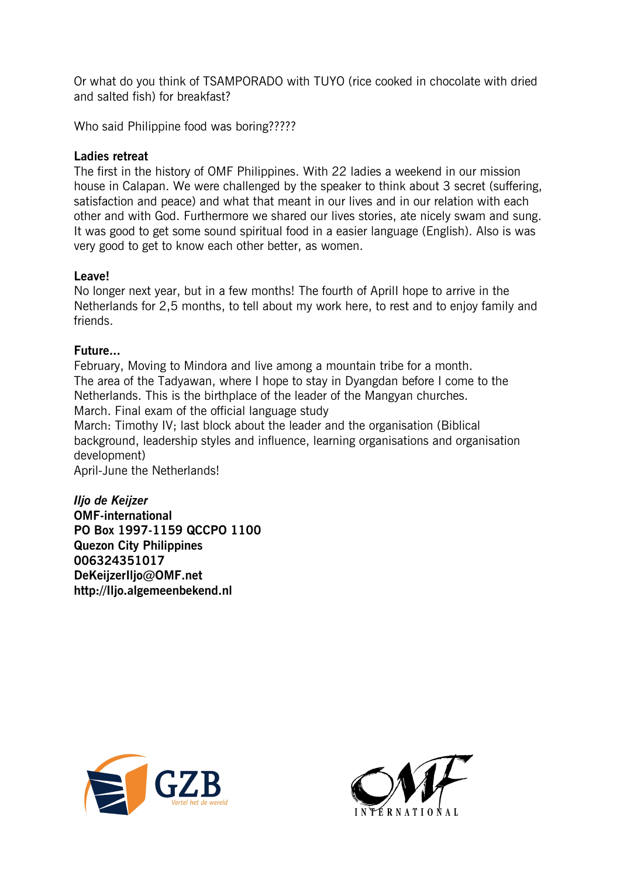Or what do you think of TSAMPORADO with TUYO (rice cooked in chocolate with dried and salted fish) for breakfast?

Who said Philippine food was boring?????

**Ladies retreat**

The first in the history of OMF Philippines. With 22 ladies a weekend in our mission house in Calapan. We were challenged by the speaker to think about 3 secret (suffering, satisfaction and peace) and what that meant in our lives and in our relation with each other and with God. Furthermore we shared our lives stories, ate nicely swam and sung. It was good to get some sound spiritual food in a easier language (English). Also is was very good to get to know each other better, as women.

**Leave!**

No longer next year, but in a few months! The fourth of AprilI hope to arrive in the Netherlands for 2,5 months, to tell about my work here, to rest and to enjoy family and friends.

**Future…**

February, Moving to Mindora and live among a mountain tribe for a month.
The area of the Tadyawan, where I hope to stay in Dyangdan before I come to the Netherlands. This is the birthplace of the leader of the Mangyan churches.
March. Final exam of the official language study
March: Timothy IV; last block about the leader and the organisation (Biblical background, leadership styles and influence, learning organisations and organisation development)
April-June the Netherlands!

***Iljo de Keijzer***
**OMF-international**
**PO Box 1997-1159 QCCPO 1100**
**Quezon City Philippines**
**006324351017**
**DeKeijzerIljo@OMF.net**
**http://Iljo.algemeenbekend.nl**

GZB Vertel het de wereld

OMF INTERNATIONAL